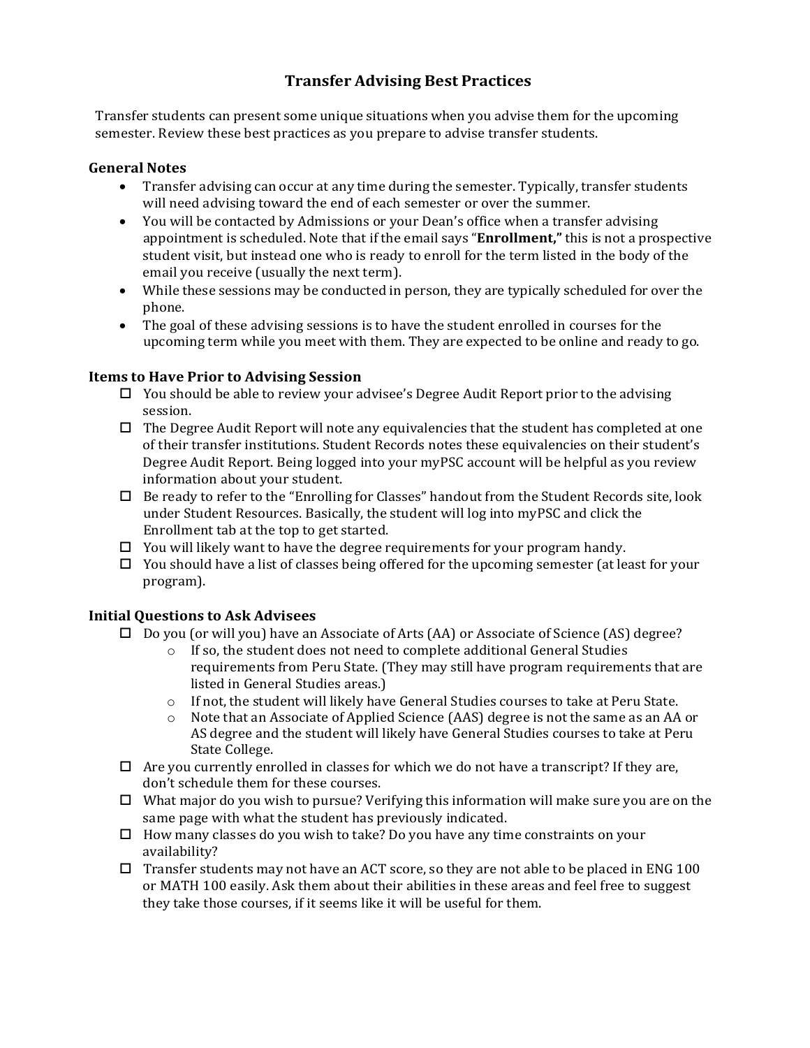# Transfer Advising Best Practices

Transfer students can present some unique situations when you advise them for the upcoming semester. Review these best practices as you prepare to advise transfer students.

## General Notes

- Transfer advising can occur at any time during the semester. Typically, transfer students will need advising toward the end of each semester or over the summer.
- You will be contacted by Admissions or your Dean's office when a transfer advising appointment is scheduled. Note that if the email says "**Enrollment,**" this is not a prospective student visit, but instead one who is ready to enroll for the term listed in the body of the email you receive (usually the next term).
- While these sessions may be conducted in person, they are typically scheduled for over the phone.
- The goal of these advising sessions is to have the student enrolled in courses for the upcoming term while you meet with them. They are expected to be online and ready to go.

## Items to Have Prior to Advising Session

- ☐ You should be able to review your advisee's Degree Audit Report prior to the advising session.
- ☐ The Degree Audit Report will note any equivalencies that the student has completed at one of their transfer institutions. Student Records notes these equivalencies on their student's Degree Audit Report. Being logged into your myPSC account will be helpful as you review information about your student.
- ☐ Be ready to refer to the "Enrolling for Classes" handout from the Student Records site, look under Student Resources. Basically, the student will log into myPSC and click the Enrollment tab at the top to get started.
- ☐ You will likely want to have the degree requirements for your program handy.
- ☐ You should have a list of classes being offered for the upcoming semester (at least for your program).

## Initial Questions to Ask Advisees

- ☐ Do you (or will you) have an Associate of Arts (AA) or Associate of Science (AS) degree?
  - If so, the student does not need to complete additional General Studies requirements from Peru State. (They may still have program requirements that are listed in General Studies areas.)
  - If not, the student will likely have General Studies courses to take at Peru State.
  - Note that an Associate of Applied Science (AAS) degree is not the same as an AA or AS degree and the student will likely have General Studies courses to take at Peru State College.
- ☐ Are you currently enrolled in classes for which we do not have a transcript? If they are, don't schedule them for these courses.
- ☐ What major do you wish to pursue? Verifying this information will make sure you are on the same page with what the student has previously indicated.
- ☐ How many classes do you wish to take? Do you have any time constraints on your availability?
- ☐ Transfer students may not have an ACT score, so they are not able to be placed in ENG 100 or MATH 100 easily. Ask them about their abilities in these areas and feel free to suggest they take those courses, if it seems like it will be useful for them.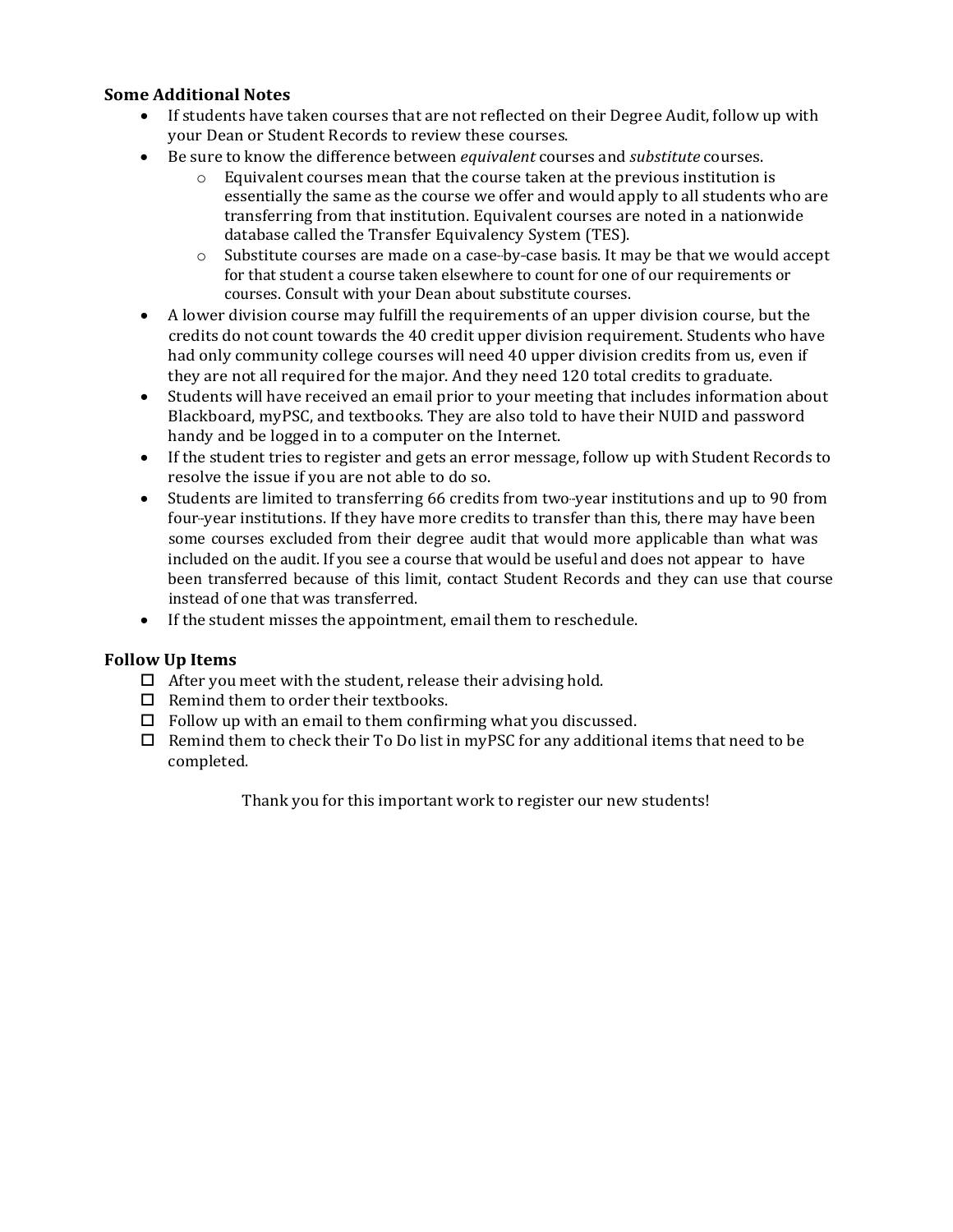**Some Additional Notes**

- If students have taken courses that are not reflected on their Degree Audit, follow up with your Dean or Student Records to review these courses.
- Be sure to know the difference between *equivalent* courses and *substitute* courses.
  - Equivalent courses mean that the course taken at the previous institution is essentially the same as the course we offer and would apply to all students who are transferring from that institution. Equivalent courses are noted in a nationwide database called the Transfer Equivalency System (TES).
  - Substitute courses are made on a case-by-case basis. It may be that we would accept for that student a course taken elsewhere to count for one of our requirements or courses. Consult with your Dean about substitute courses.
- A lower division course may fulfill the requirements of an upper division course, but the credits do not count towards the 40 credit upper division requirement. Students who have had only community college courses will need 40 upper division credits from us, even if they are not all required for the major. And they need 120 total credits to graduate.
- Students will have received an email prior to your meeting that includes information about Blackboard, myPSC, and textbooks. They are also told to have their NUID and password handy and be logged in to a computer on the Internet.
- If the student tries to register and gets an error message, follow up with Student Records to resolve the issue if you are not able to do so.
- Students are limited to transferring 66 credits from two-year institutions and up to 90 from four-year institutions. If they have more credits to transfer than this, there may have been some courses excluded from their degree audit that would more applicable than what was included on the audit. If you see a course that would be useful and does not appear to have been transferred because of this limit, contact Student Records and they can use that course instead of one that was transferred.
- If the student misses the appointment, email them to reschedule.

**Follow Up Items**

- [ ] After you meet with the student, release their advising hold.
- [ ] Remind them to order their textbooks.
- [ ] Follow up with an email to them confirming what you discussed.
- [ ] Remind them to check their To Do list in myPSC for any additional items that need to be completed.

Thank you for this important work to register our new students!